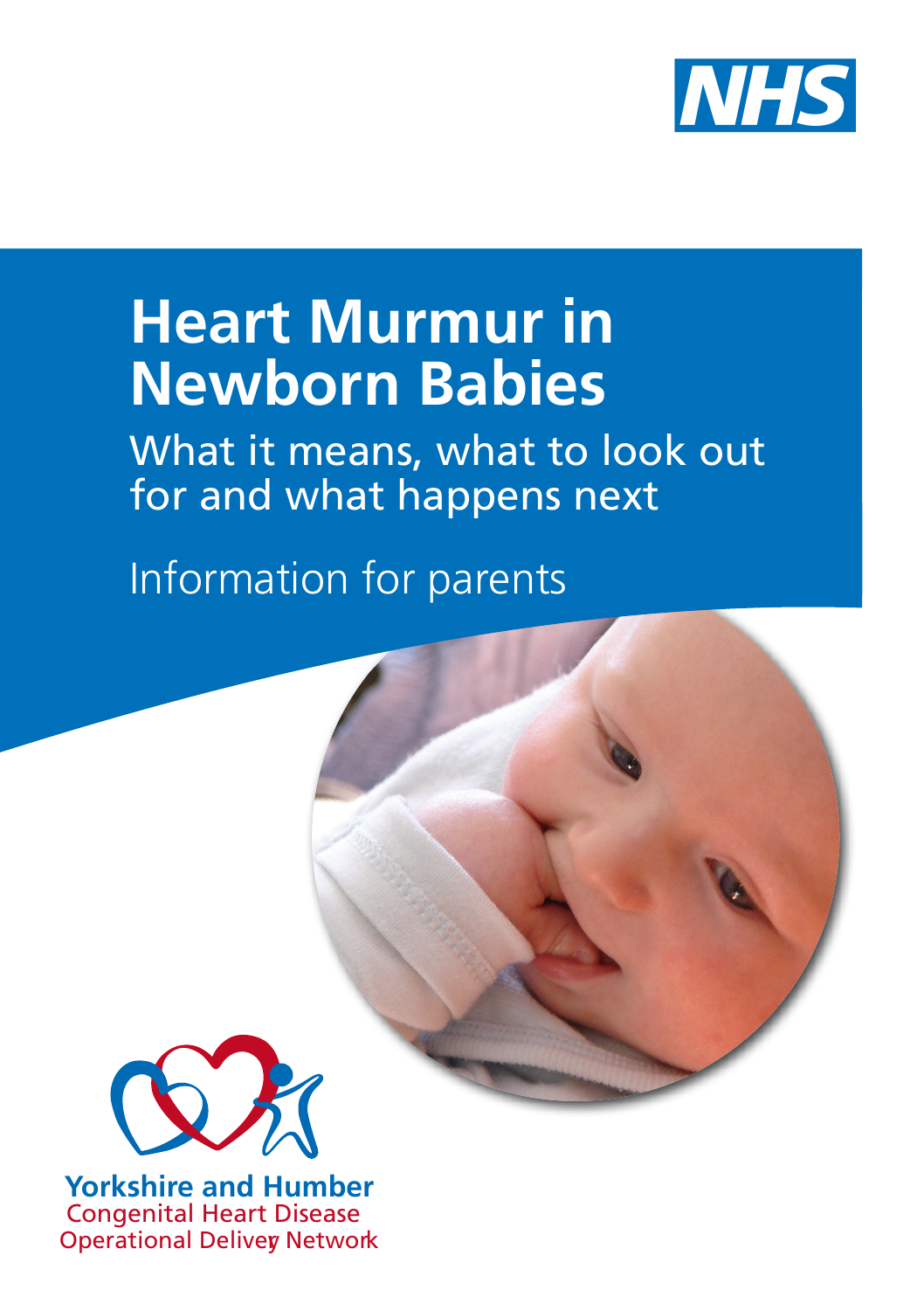NHS

# Heart Murmur in Newborn Babies

What it means, what to look out for and what happens next

Information for parents

**Yorkshire and Humber**
Congenital Heart Disease
Operational Delivery Network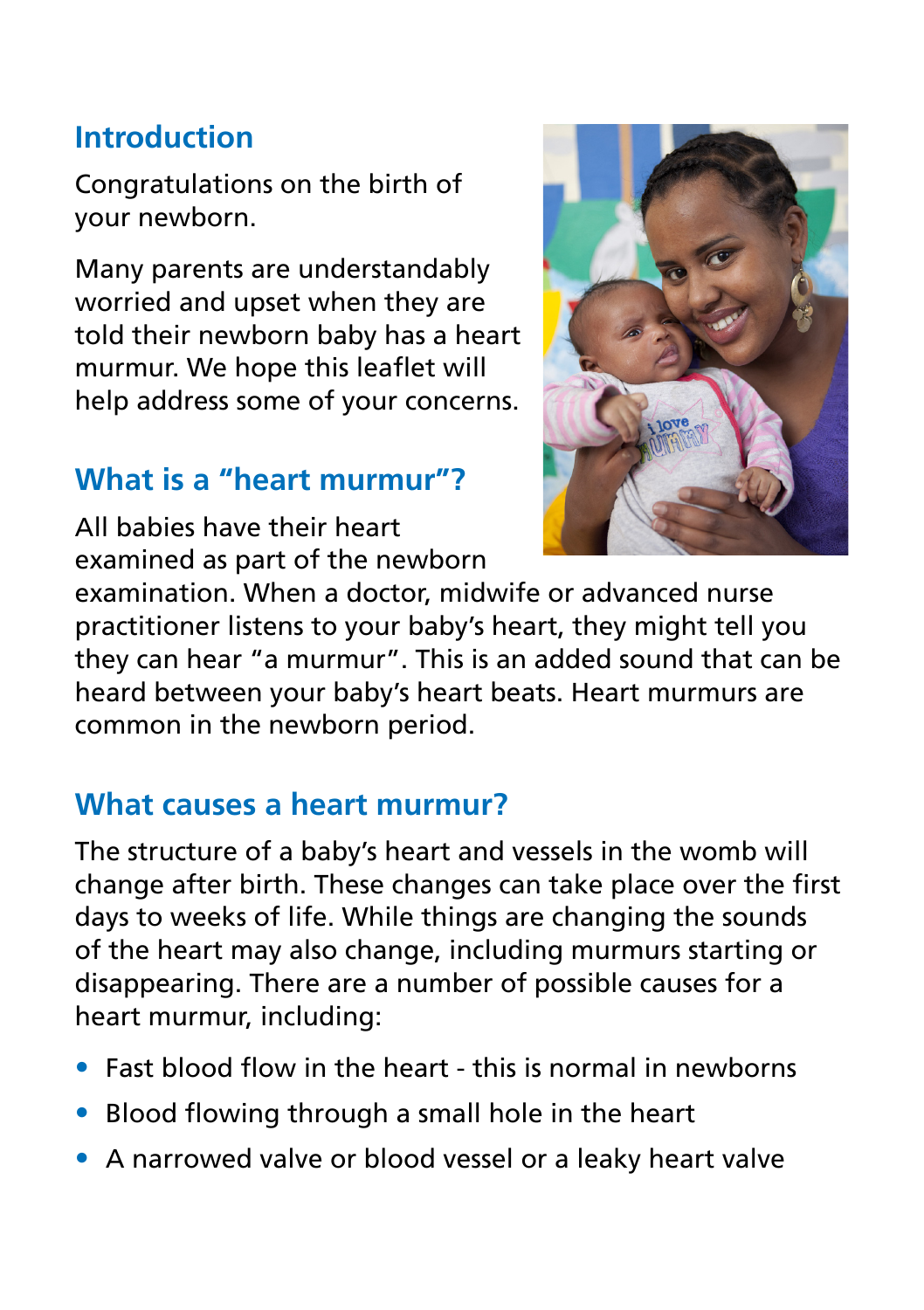## Introduction

Congratulations on the birth of your newborn.

Many parents are understandably worried and upset when they are told their newborn baby has a heart murmur. We hope this leaflet will help address some of your concerns.

## What is a "heart murmur"?

All babies have their heart examined as part of the newborn examination. When a doctor, midwife or advanced nurse practitioner listens to your baby's heart, they might tell you they can hear "a murmur". This is an added sound that can be heard between your baby's heart beats. Heart murmurs are common in the newborn period.

## What causes a heart murmur?

The structure of a baby's heart and vessels in the womb will change after birth. These changes can take place over the first days to weeks of life. While things are changing the sounds of the heart may also change, including murmurs starting or disappearing. There are a number of possible causes for a heart murmur, including:

- Fast blood flow in the heart - this is normal in newborns
- Blood flowing through a small hole in the heart
- A narrowed valve or blood vessel or a leaky heart valve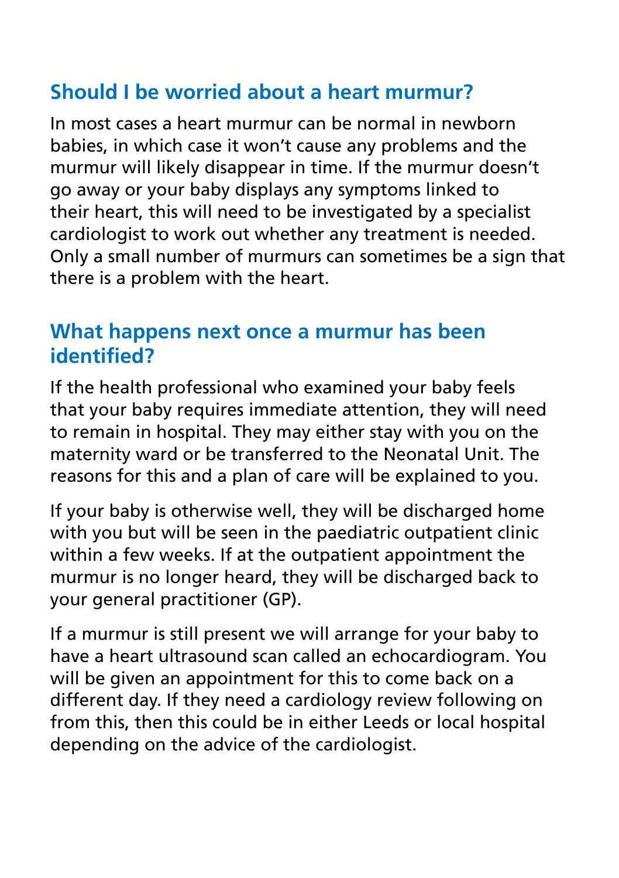## Should I be worried about a heart murmur?

In most cases a heart murmur can be normal in newborn babies, in which case it won't cause any problems and the murmur will likely disappear in time. If the murmur doesn't go away or your baby displays any symptoms linked to their heart, this will need to be investigated by a specialist cardiologist to work out whether any treatment is needed. Only a small number of murmurs can sometimes be a sign that there is a problem with the heart.

## What happens next once a murmur has been identified?

If the health professional who examined your baby feels that your baby requires immediate attention, they will need to remain in hospital. They may either stay with you on the maternity ward or be transferred to the Neonatal Unit. The reasons for this and a plan of care will be explained to you.

If your baby is otherwise well, they will be discharged home with you but will be seen in the paediatric outpatient clinic within a few weeks. If at the outpatient appointment the murmur is no longer heard, they will be discharged back to your general practitioner (GP).

If a murmur is still present we will arrange for your baby to have a heart ultrasound scan called an echocardiogram. You will be given an appointment for this to come back on a different day. If they need a cardiology review following on from this, then this could be in either Leeds or local hospital depending on the advice of the cardiologist.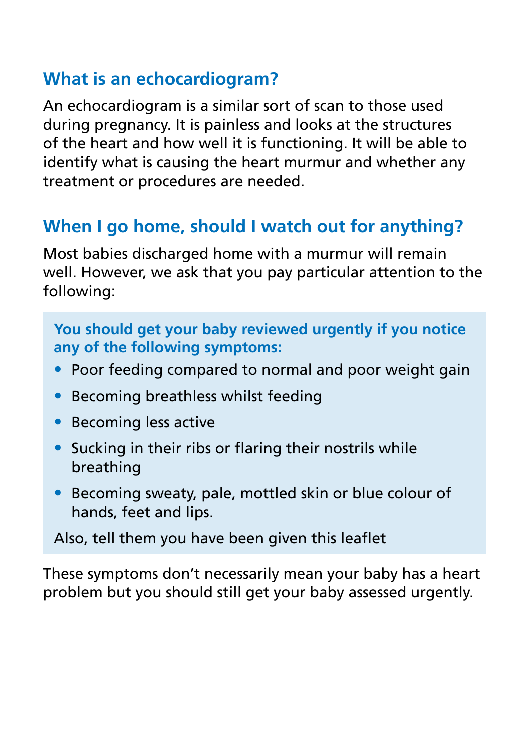## What is an echocardiogram?

An echocardiogram is a similar sort of scan to those used during pregnancy. It is painless and looks at the structures of the heart and how well it is functioning. It will be able to identify what is causing the heart murmur and whether any treatment or procedures are needed.

## When I go home, should I watch out for anything?

Most babies discharged home with a murmur will remain well. However, we ask that you pay particular attention to the following:

**You should get your baby reviewed urgently if you notice any of the following symptoms:**

- Poor feeding compared to normal and poor weight gain
- Becoming breathless whilst feeding
- Becoming less active
- Sucking in their ribs or flaring their nostrils while breathing
- Becoming sweaty, pale, mottled skin or blue colour of hands, feet and lips.

Also, tell them you have been given this leaflet

These symptoms don't necessarily mean your baby has a heart problem but you should still get your baby assessed urgently.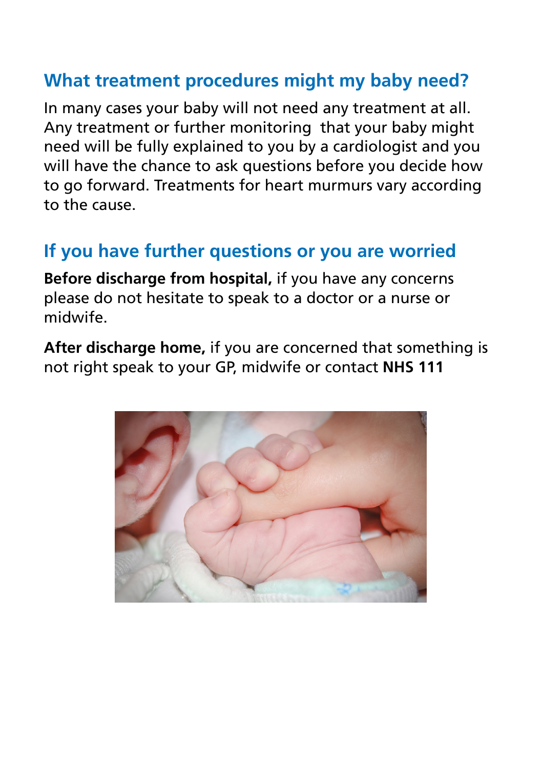## What treatment procedures might my baby need?

In many cases your baby will not need any treatment at all. Any treatment or further monitoring that your baby might need will be fully explained to you by a cardiologist and you will have the chance to ask questions before you decide how to go forward. Treatments for heart murmurs vary according to the cause.

## If you have further questions or you are worried

**Before discharge from hospital,** if you have any concerns please do not hesitate to speak to a doctor or a nurse or midwife.

**After discharge home,** if you are concerned that something is not right speak to your GP, midwife or contact **NHS 111**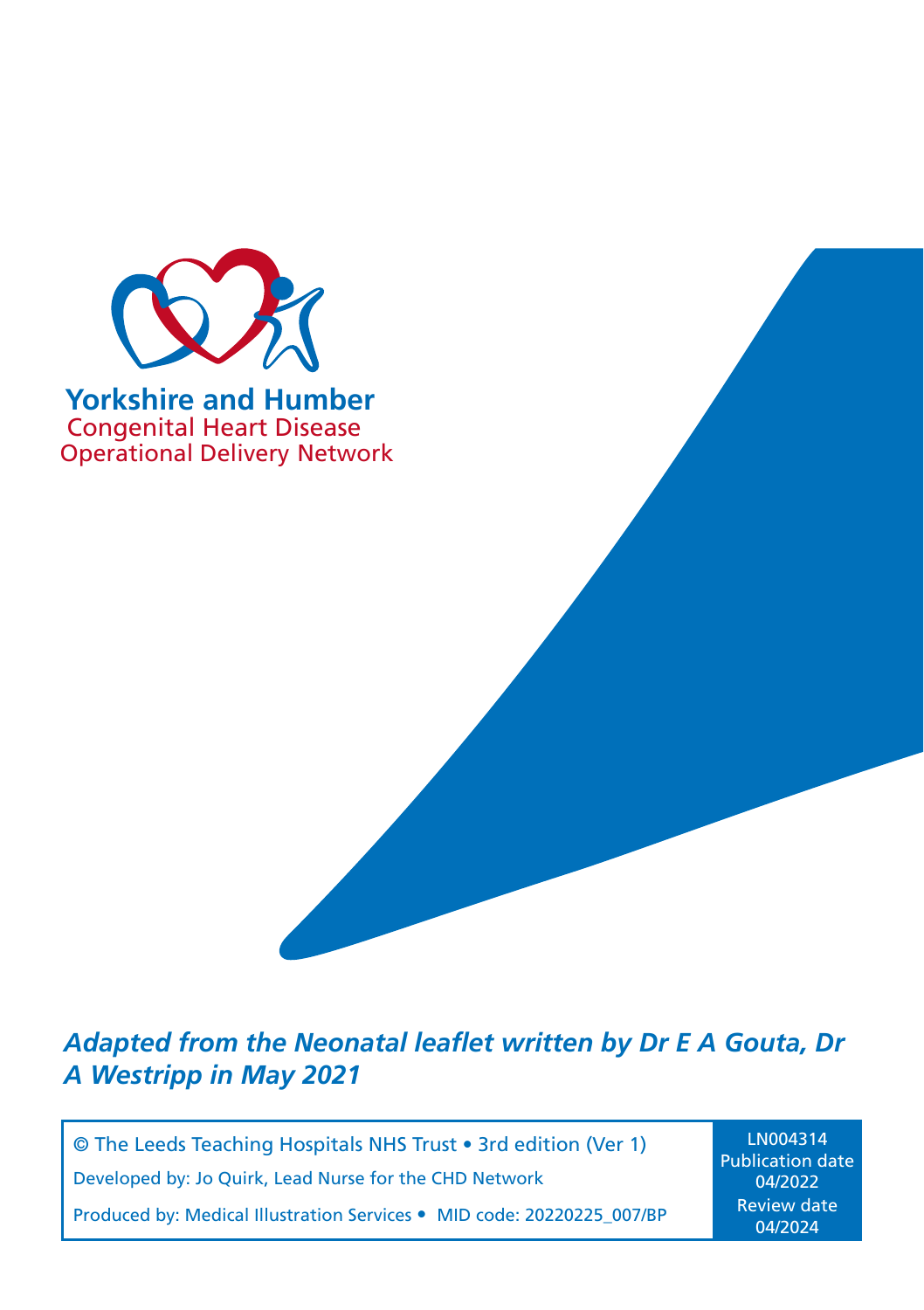Yorkshire and Humber
Congenital Heart Disease
Operational Delivery Network

***Adapted from the Neonatal leaflet written by Dr E A Gouta, Dr A Westripp in May 2021***

| | |
|---|---|
| © The Leeds Teaching Hospitals NHS Trust • 3rd edition (Ver 1) | LN004314 |
| Developed by: Jo Quirk, Lead Nurse for the CHD Network | Publication date 04/2022 |
| Produced by: Medical Illustration Services • MID code: 20220225_007/BP | Review date 04/2024 |